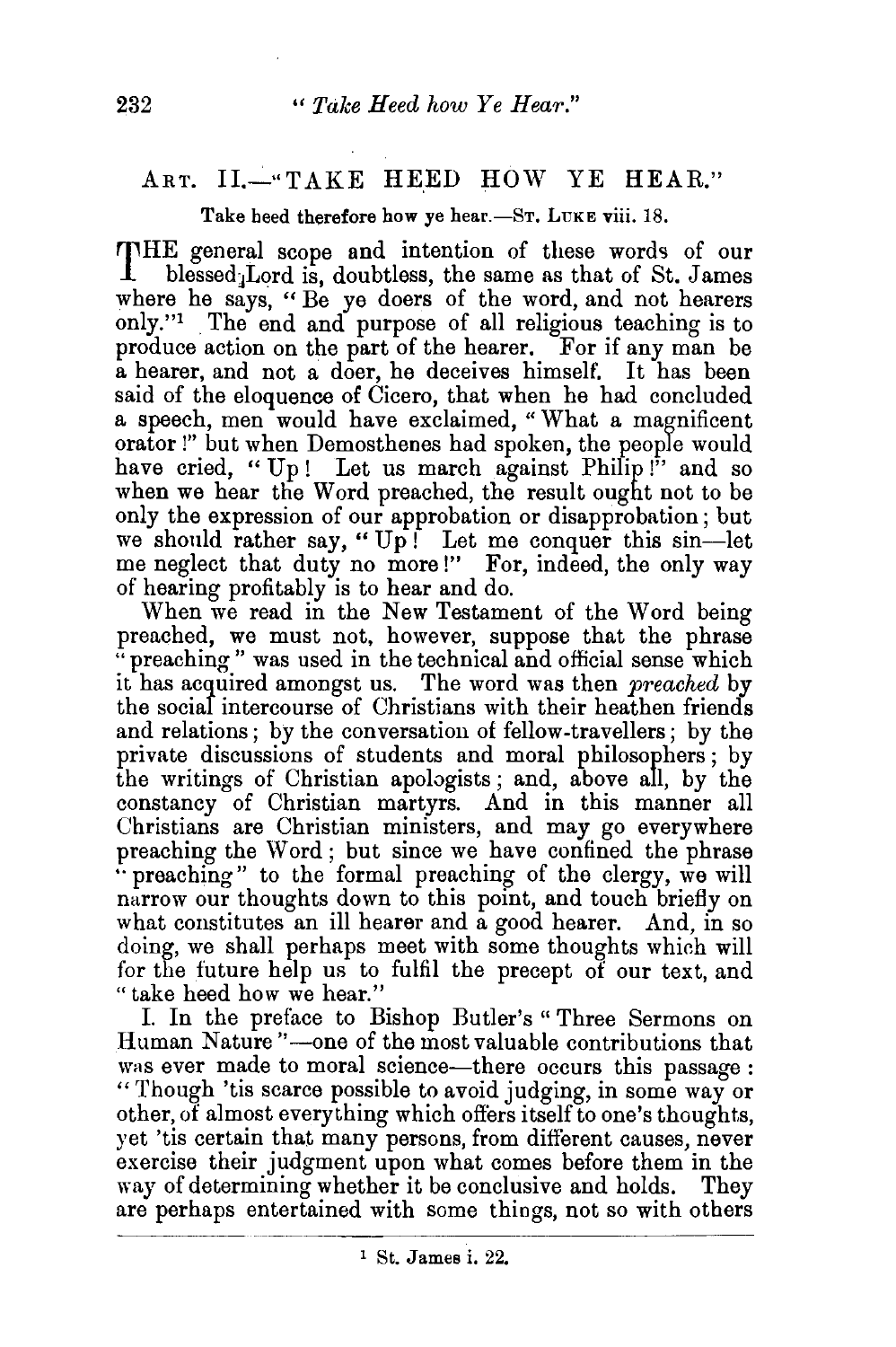## ART. II.—"TAKE HEED HOW YE HEAR."

Take heed therefore how ye hear.—ST. LUKE viii. 18.

THE general scope and intention of these words of our blessed Lord is, doubtless, the same as that of St. James where he says, "Be ye doers of the word, and not hearers only."[1] The end and purpose of all religious teaching is to produce action on the part of the hearer. For if any man be a hearer, and not a doer, he deceives himself. It has been said of the eloquence of Cicero, that when he had concluded a speech, men would have exclaimed, "What a magnificent orator!" but when Demosthenes had spoken, the people would have cried, "Up! Let us march against Philip!" and so when we hear the Word preached, the result ought not to be only the expression of our approbation or disapprobation; but we should rather say, "Up! Let me conquer this sin—let me neglect that duty no more!" For, indeed, the only way of hearing profitably is to hear and do.

When we read in the New Testament of the Word being preached, we must not, however, suppose that the phrase "preaching" was used in the technical and official sense which it has acquired amongst us. The word was then *preached* by the social intercourse of Christians with their heathen friends and relations; by the conversation of fellow-travellers; by the private discussions of students and moral philosophers; by the writings of Christian apologists; and, above all, by the constancy of Christian martyrs. And in this manner all Christians are Christian ministers, and may go everywhere preaching the Word; but since we have confined the phrase "preaching" to the formal preaching of the clergy, we will narrow our thoughts down to this point, and touch briefly on what constitutes an ill hearer and a good hearer. And, in so doing, we shall perhaps meet with some thoughts which will for the future help us to fulfil the precept of our text, and "take heed how we hear."

I. In the preface to Bishop Butler's "Three Sermons on Human Nature"—one of the most valuable contributions that was ever made to moral science—there occurs this passage: "Though 'tis scarce possible to avoid judging, in some way or other, of almost everything which offers itself to one's thoughts, yet 'tis certain that many persons, from different causes, never exercise their judgment upon what comes before them in the way of determining whether it be conclusive and holds. They are perhaps entertained with some things, not so with others

---

[1] St. James i. 22.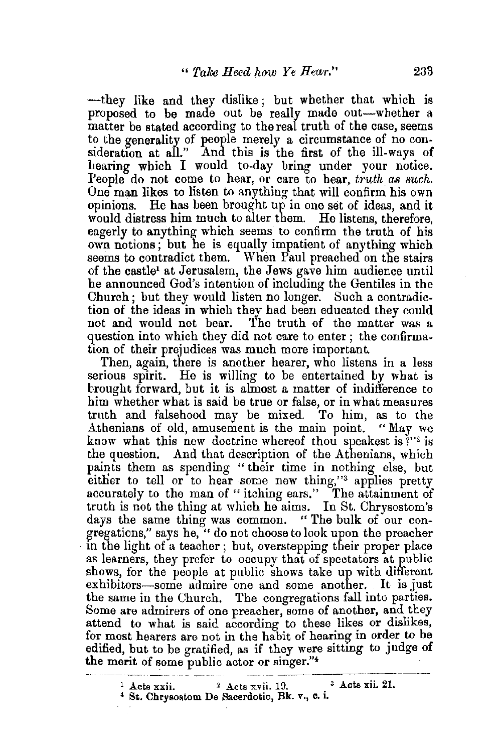—they like and they dislike; but whether that which is proposed to be made out be really made out—whether a matter be stated according to the real truth of the case, seems to the generality of people merely a circumstance of no consideration at all." And this is the first of the ill-ways of hearing which I would to-day bring under your notice. People do not come to hear, or care to hear, *truth as such*. One man likes to listen to anything that will confirm his own opinions. He has been brought up in one set of ideas, and it would distress him much to alter them. He listens, therefore, eagerly to anything which seems to confirm the truth of his own notions; but he is equally impatient of anything which seems to contradict them. When Paul preached on the stairs of the castle[1] at Jerusalem, the Jews gave him audience until he announced God's intention of including the Gentiles in the Church; but they would listen no longer. Such a contradiction of the ideas in which they had been educated they could not and would not bear. The truth of the matter was a question into which they did not care to enter; the confirmation of their prejudices was much more important.

Then, again, there is another hearer, who listens in a less serious spirit. He is willing to be entertained by what is brought forward, but it is almost a matter of indifference to him whether what is said be true or false, or in what measures truth and falsehood may be mixed. To him, as to the Athenians of old, amusement is the main point. "May we know what this new doctrine whereof thou speakest is?"[2] is the question. And that description of the Athenians, which paints them as spending "their time in nothing else, but either to tell or to hear some new thing,"[3] applies pretty accurately to the man of "itching ears." The attainment of truth is not the thing at which he aims. In St. Chrysostom's days the same thing was common. "The bulk of our congregations," says he, "do not choose to look upon the preacher in the light of a teacher; but, overstepping their proper place as learners, they prefer to occupy that of spectators at public shows, for the people at public shows take up with different exhibitors—some admire one and some another. It is just the same in the Church. The congregations fall into parties. Some are admirers of one preacher, some of another, and they attend to what is said according to these likes or dislikes, for most hearers are not in the habit of hearing in order to be edified, but to be gratified, as if they were sitting to judge of the merit of some public actor or singer."[4]

---

[1] Acts xxii. [2] Acts xvii. 19. [3] Acts xii. 21.
[4] St. Chrysostom De Sacerdotio, Bk. v., c. i.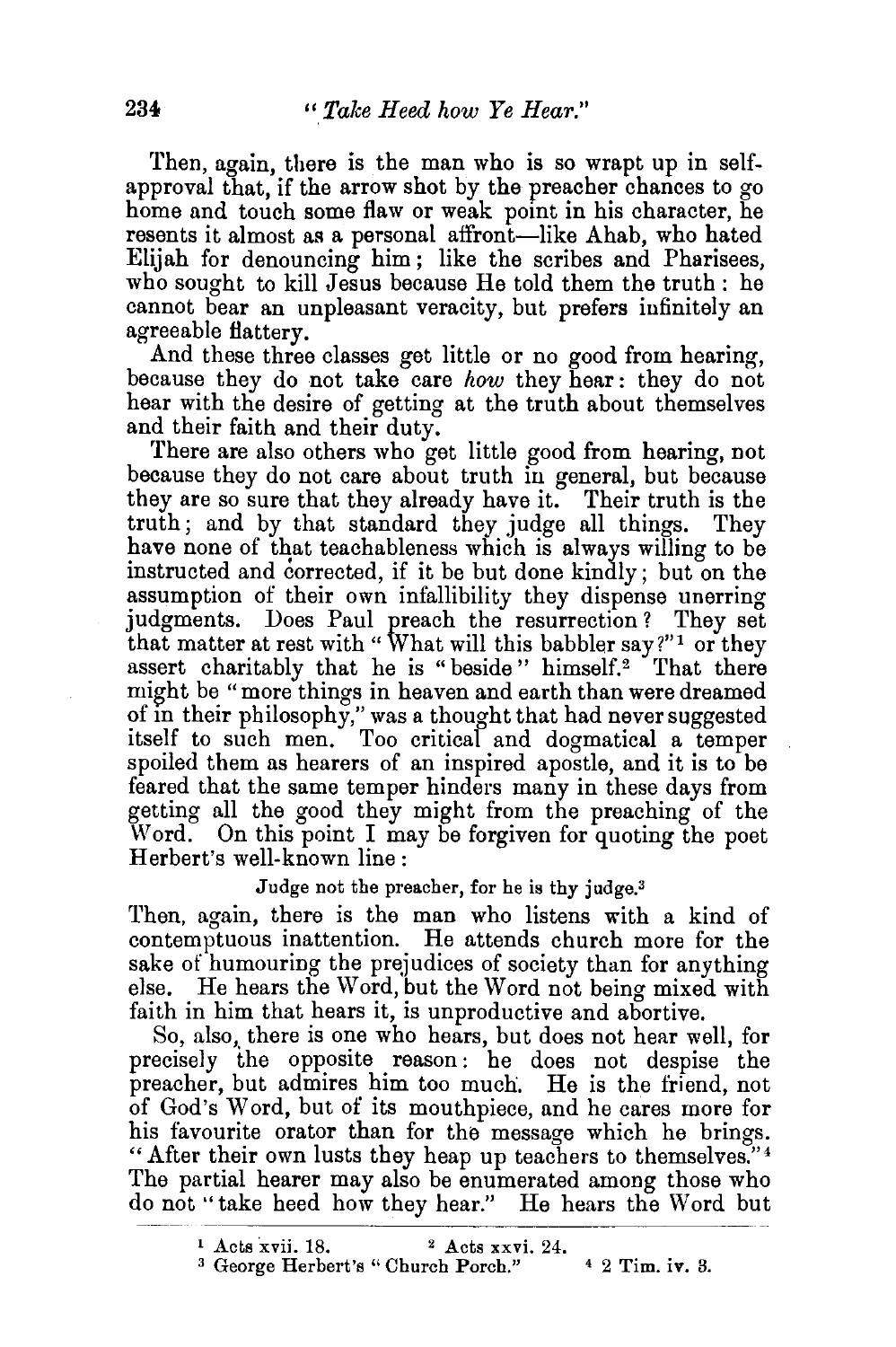Then, again, there is the man who is so wrapt up in self-approval that, if the arrow shot by the preacher chances to go home and touch some flaw or weak point in his character, he resents it almost as a personal affront—like Ahab, who hated Elijah for denouncing him; like the scribes and Pharisees, who sought to kill Jesus because He told them the truth: he cannot bear an unpleasant veracity, but prefers infinitely an agreeable flattery.

And these three classes get little or no good from hearing, because they do not take care *how* they hear: they do not hear with the desire of getting at the truth about themselves and their faith and their duty.

There are also others who get little good from hearing, not because they do not care about truth in general, but because they are so sure that they already have it. Their truth is the truth; and by that standard they judge all things. They have none of that teachableness which is always willing to be instructed and corrected, if it be but done kindly; but on the assumption of their own infallibility they dispense unerring judgments. Does Paul preach the resurrection? They set that matter at rest with "What will this babbler say?"[1] or they assert charitably that he is "beside" himself.[2] That there might be "more things in heaven and earth than were dreamed of in their philosophy," was a thought that had never suggested itself to such men. Too critical and dogmatical a temper spoiled them as hearers of an inspired apostle, and it is to be feared that the same temper hinders many in these days from getting all the good they might from the preaching of the Word. On this point I may be forgiven for quoting the poet Herbert's well-known line:

> Judge not the preacher, for he is thy judge.[3]

Then, again, there is the man who listens with a kind of contemptuous inattention. He attends church more for the sake of humouring the prejudices of society than for anything else. He hears the Word, but the Word not being mixed with faith in him that hears it, is unproductive and abortive.

So, also, there is one who hears, but does not hear well, for precisely the opposite reason: he does not despise the preacher, but admires him too much. He is the friend, not of God's Word, but of its mouthpiece, and he cares more for his favourite orator than for the message which he brings. "After their own lusts they heap up teachers to themselves."[4] The partial hearer may also be enumerated among those who do not "take heed how they hear." He hears the Word but

---

[1] Acts xvii. 18. [2] Acts xxvi. 24.

[3] George Herbert's "Church Porch." [4] 2 Tim. iv. 3.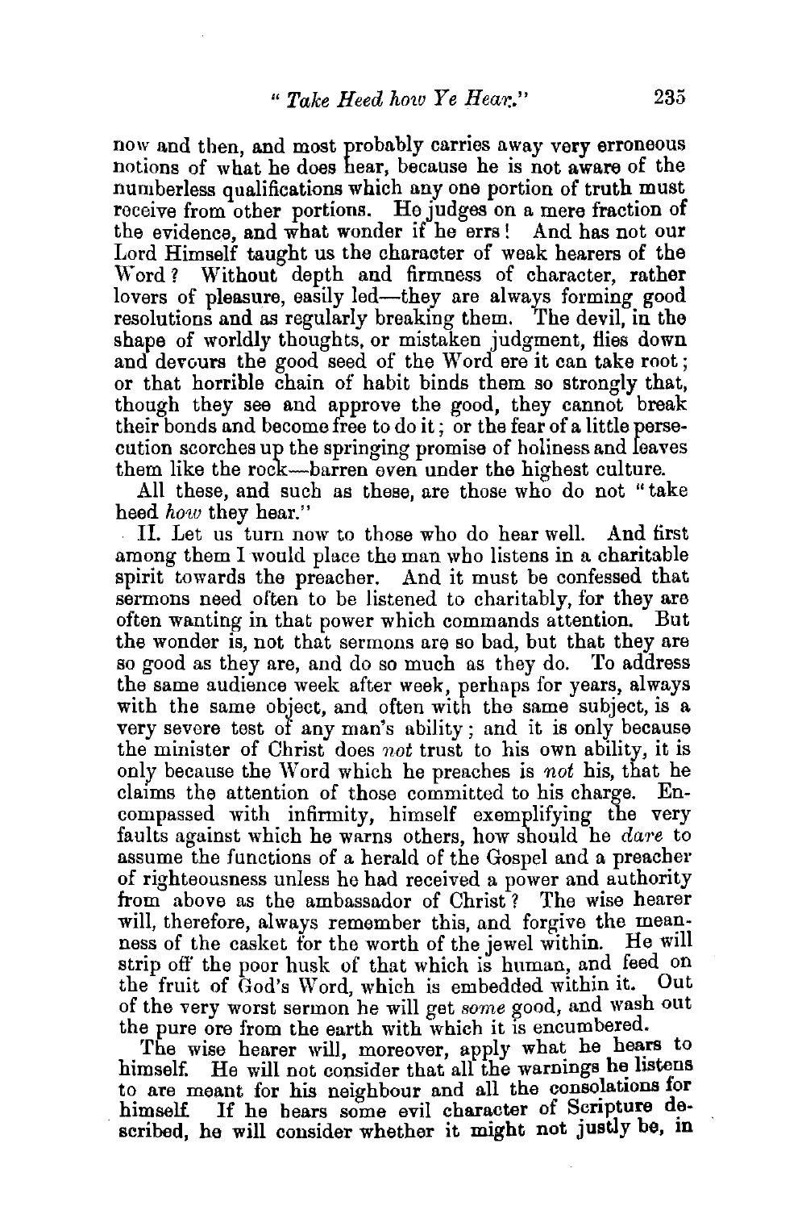now and then, and most probably carries away very erroneous notions of what he does hear, because he is not aware of the numberless qualifications which any one portion of truth must receive from other portions. He judges on a mere fraction of the evidence, and what wonder if he errs! And has not our Lord Himself taught us the character of weak hearers of the Word? Without depth and firmness of character, rather lovers of pleasure, easily led—they are always forming good resolutions and as regularly breaking them. The devil, in the shape of worldly thoughts, or mistaken judgment, flies down and devours the good seed of the Word ere it can take root; or that horrible chain of habit binds them so strongly that, though they see and approve the good, they cannot break their bonds and become free to do it; or the fear of a little persecution scorches up the springing promise of holiness and leaves them like the rock—barren even under the highest culture.

All these, and such as these, are those who do not "take heed *how* they hear."

II. Let us turn now to those who do hear well. And first among them I would place the man who listens in a charitable spirit towards the preacher. And it must be confessed that sermons need often to be listened to charitably, for they are often wanting in that power which commands attention. But the wonder is, not that sermons are so bad, but that they are so good as they are, and do so much as they do. To address the same audience week after week, perhaps for years, always with the same object, and often with the same subject, is a very severe test of any man's ability; and it is only because the minister of Christ does *not* trust to his own ability, it is only because the Word which he preaches is *not* his, that he claims the attention of those committed to his charge. Encompassed with infirmity, himself exemplifying the very faults against which he warns others, how should he *dare* to assume the functions of a herald of the Gospel and a preacher of righteousness unless he had received a power and authority from above as the ambassador of Christ? The wise hearer will, therefore, always remember this, and forgive the meanness of the casket for the worth of the jewel within. He will strip off the poor husk of that which is human, and feed on the fruit of God's Word, which is embedded within it. Out of the very worst sermon he will get *some* good, and wash out the pure ore from the earth with which it is encumbered.

The wise hearer will, moreover, apply what he hears to himself. He will not consider that all the warnings he listens to are meant for his neighbour and all the consolations for himself. If he hears some evil character of Scripture described, he will consider whether it might not justly be, in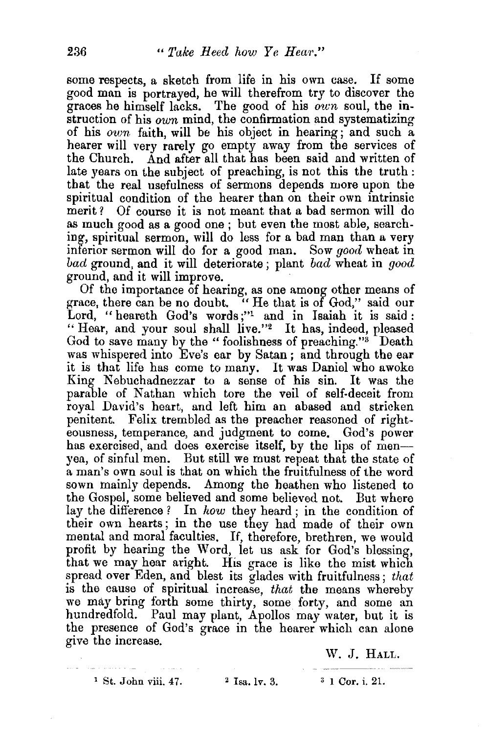some respects, a sketch from life in his own case. If some good man is portrayed, he will therefrom try to discover the graces he himself lacks. The good of his *own* soul, the instruction of his *own* mind, the confirmation and systematizing of his *own* faith, will be his object in hearing; and such a hearer will very rarely go empty away from the services of the Church. And after all that has been said and written of late years on the subject of preaching, is not this the truth: that the real usefulness of sermons depends more upon the spiritual condition of the hearer than on their own intrinsic merit? Of course it is not meant that a bad sermon will do as much good as a good one; but even the most able, searching, spiritual sermon, will do less for a bad man than a very inferior sermon will do for a good man. Sow *good* wheat in *bad* ground, and it will deteriorate; plant *bad* wheat in *good* ground, and it will improve.

Of the importance of hearing, as one among other means of grace, there can be no doubt. "He that is of God," said our Lord, "heareth God's words;"[1] and in Isaiah it is said: "Hear, and your soul shall live."[2] It has, indeed, pleased God to save many by the "foolishness of preaching."[3] Death was whispered into Eve's ear by Satan; and through the ear it is that life has come to many. It was Daniel who awoke King Nebuchadnezzar to a sense of his sin. It was the parable of Nathan which tore the veil of self-deceit from royal David's heart, and left him an abased and stricken penitent. Felix trembled as the preacher reasoned of righteousness, temperance, and judgment to come. God's power has exercised, and does exercise itself, by the lips of men—yea, of sinful men. But still we must repeat that the state of a man's own soul is that on which the fruitfulness of the word sown mainly depends. Among the heathen who listened to the Gospel, some believed and some believed not. But where lay the difference? In *how* they heard; in the condition of their own hearts; in the use they had made of their own mental and moral faculties. If, therefore, brethren, we would profit by hearing the Word, let us ask for God's blessing, that we may hear aright. His grace is like the mist which spread over Eden, and blest its glades with fruitfulness; *that* is the cause of spiritual increase, *that* the means whereby we may bring forth some thirty, some forty, and some an hundredfold. Paul may plant, Apollos may water, but it is the presence of God's grace in the hearer which can alone give the increase.

W. J. HALL.

---

[1] St. John viii. 47.   [2] Isa. lv. 3.   [3] 1 Cor. i. 21.